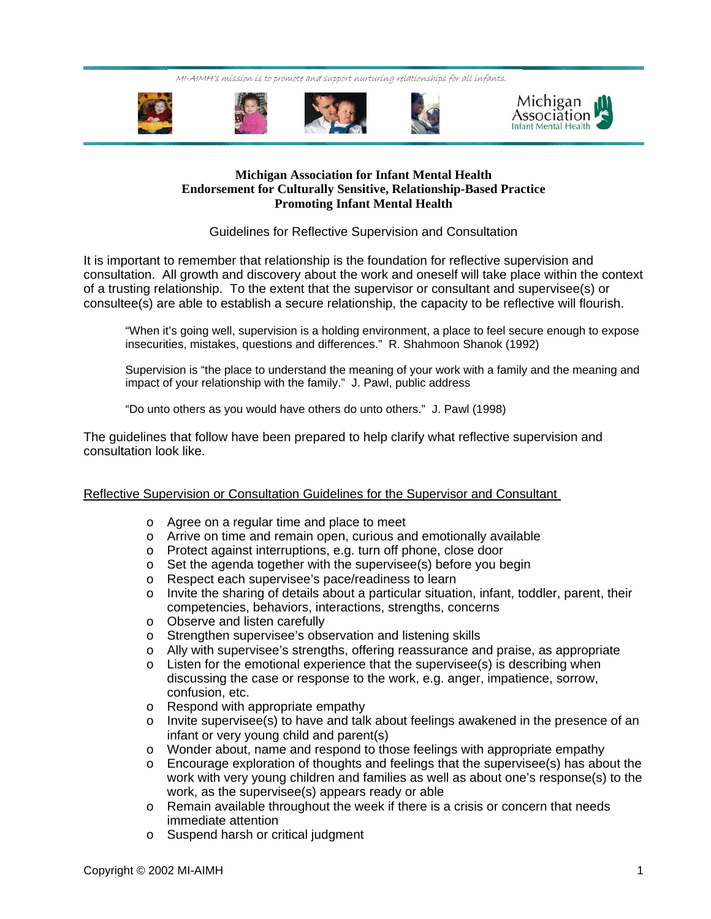MI-AIMH's mission is to promote and support nurturing relationships for all infants.

Michigan Association Infant Mental Health

# Michigan Association for Infant Mental Health
# Endorsement for Culturally Sensitive, Relationship-Based Practice
# Promoting Infant Mental Health

## Guidelines for Reflective Supervision and Consultation

It is important to remember that relationship is the foundation for reflective supervision and consultation. All growth and discovery about the work and oneself will take place within the context of a trusting relationship. To the extent that the supervisor or consultant and supervisee(s) or consultee(s) are able to establish a secure relationship, the capacity to be reflective will flourish.

> "When it's going well, supervision is a holding environment, a place to feel secure enough to expose insecurities, mistakes, questions and differences." R. Shahmoon Shanok (1992)
>
> Supervision is "the place to understand the meaning of your work with a family and the meaning and impact of your relationship with the family." J. Pawl, public address
>
> "Do unto others as you would have others do unto others." J. Pawl (1998)

The guidelines that follow have been prepared to help clarify what reflective supervision and consultation look like.

### Reflective Supervision or Consultation Guidelines for the Supervisor and Consultant

- Agree on a regular time and place to meet
- Arrive on time and remain open, curious and emotionally available
- Protect against interruptions, e.g. turn off phone, close door
- Set the agenda together with the supervisee(s) before you begin
- Respect each supervisee's pace/readiness to learn
- Invite the sharing of details about a particular situation, infant, toddler, parent, their competencies, behaviors, interactions, strengths, concerns
- Observe and listen carefully
- Strengthen supervisee's observation and listening skills
- Ally with supervisee's strengths, offering reassurance and praise, as appropriate
- Listen for the emotional experience that the supervisee(s) is describing when discussing the case or response to the work, e.g. anger, impatience, sorrow, confusion, etc.
- Respond with appropriate empathy
- Invite supervisee(s) to have and talk about feelings awakened in the presence of an infant or very young child and parent(s)
- Wonder about, name and respond to those feelings with appropriate empathy
- Encourage exploration of thoughts and feelings that the supervisee(s) has about the work with very young children and families as well as about one's response(s) to the work, as the supervisee(s) appears ready or able
- Remain available throughout the week if there is a crisis or concern that needs immediate attention
- Suspend harsh or critical judgment

Copyright © 2002 MI-AIMH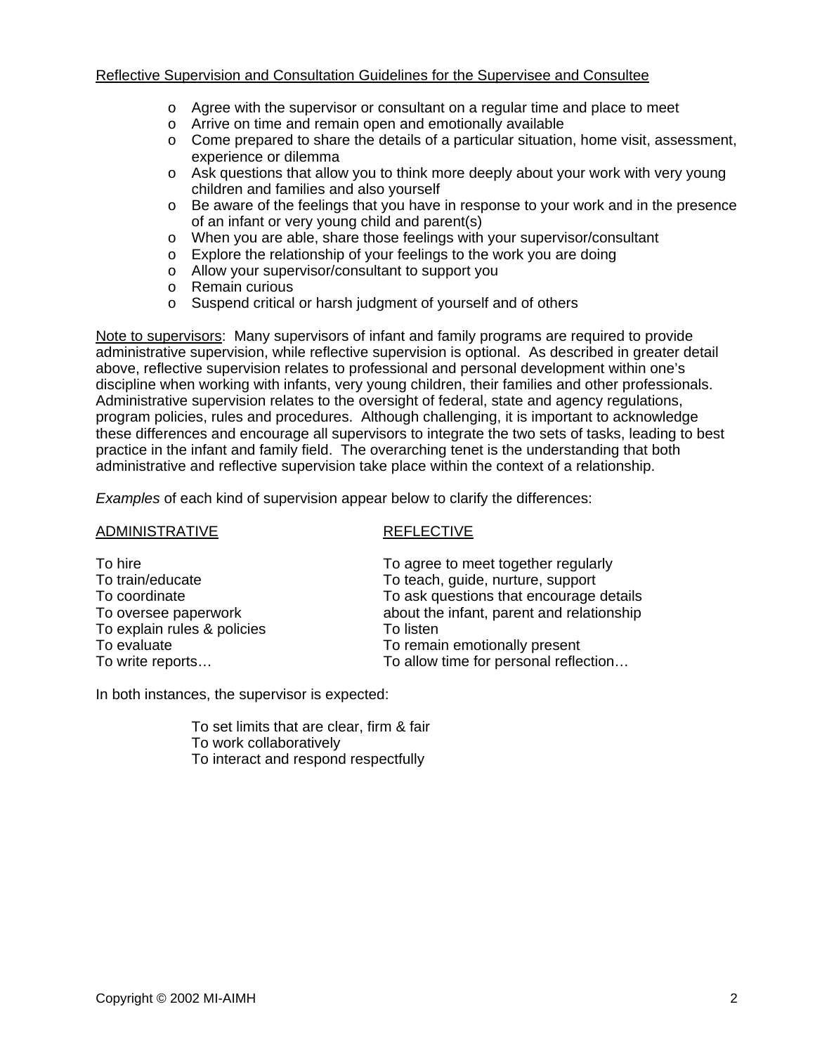Reflective Supervision and Consultation Guidelines for the Supervisee and Consultee

- Agree with the supervisor or consultant on a regular time and place to meet
- Arrive on time and remain open and emotionally available
- Come prepared to share the details of a particular situation, home visit, assessment, experience or dilemma
- Ask questions that allow you to think more deeply about your work with very young children and families and also yourself
- Be aware of the feelings that you have in response to your work and in the presence of an infant or very young child and parent(s)
- When you are able, share those feelings with your supervisor/consultant
- Explore the relationship of your feelings to the work you are doing
- Allow your supervisor/consultant to support you
- Remain curious
- Suspend critical or harsh judgment of yourself and of others

Note to supervisors: Many supervisors of infant and family programs are required to provide administrative supervision, while reflective supervision is optional. As described in greater detail above, reflective supervision relates to professional and personal development within one's discipline when working with infants, very young children, their families and other professionals. Administrative supervision relates to the oversight of federal, state and agency regulations, program policies, rules and procedures. Although challenging, it is important to acknowledge these differences and encourage all supervisors to integrate the two sets of tasks, leading to best practice in the infant and family field. The overarching tenet is the understanding that both administrative and reflective supervision take place within the context of a relationship.

*Examples* of each kind of supervision appear below to clarify the differences:

| ADMINISTRATIVE | REFLECTIVE |
|---|---|
| To hire | To agree to meet together regularly |
| To train/educate | To teach, guide, nurture, support |
| To coordinate | To ask questions that encourage details about the infant, parent and relationship |
| To oversee paperwork | |
| To explain rules & policies | To listen |
| To evaluate | To remain emotionally present |
| To write reports… | To allow time for personal reflection… |

In both instances, the supervisor is expected:

To set limits that are clear, firm & fair
To work collaboratively
To interact and respond respectfully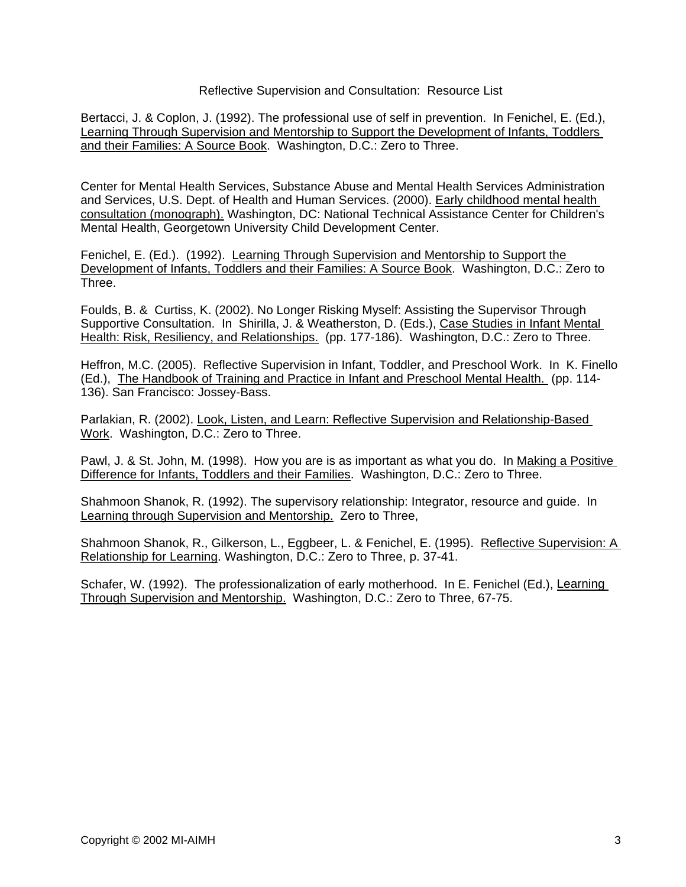Reflective Supervision and Consultation: Resource List

Bertacci, J. & Coplon, J. (1992). The professional use of self in prevention. In Fenichel, E. (Ed.), Learning Through Supervision and Mentorship to Support the Development of Infants, Toddlers and their Families: A Source Book. Washington, D.C.: Zero to Three.

Center for Mental Health Services, Substance Abuse and Mental Health Services Administration and Services, U.S. Dept. of Health and Human Services. (2000). Early childhood mental health consultation (monograph). Washington, DC: National Technical Assistance Center for Children's Mental Health, Georgetown University Child Development Center.

Fenichel, E. (Ed.). (1992). Learning Through Supervision and Mentorship to Support the Development of Infants, Toddlers and their Families: A Source Book. Washington, D.C.: Zero to Three.

Foulds, B. & Curtiss, K. (2002). No Longer Risking Myself: Assisting the Supervisor Through Supportive Consultation. In Shirilla, J. & Weatherston, D. (Eds.), Case Studies in Infant Mental Health: Risk, Resiliency, and Relationships. (pp. 177-186). Washington, D.C.: Zero to Three.

Heffron, M.C. (2005). Reflective Supervision in Infant, Toddler, and Preschool Work. In K. Finello (Ed.), The Handbook of Training and Practice in Infant and Preschool Mental Health. (pp. 114-136). San Francisco: Jossey-Bass.

Parlakian, R. (2002). Look, Listen, and Learn: Reflective Supervision and Relationship-Based Work. Washington, D.C.: Zero to Three.

Pawl, J. & St. John, M. (1998). How you are is as important as what you do. In Making a Positive Difference for Infants, Toddlers and their Families. Washington, D.C.: Zero to Three.

Shahmoon Shanok, R. (1992). The supervisory relationship: Integrator, resource and guide. In Learning through Supervision and Mentorship. Zero to Three,

Shahmoon Shanok, R., Gilkerson, L., Eggbeer, L. & Fenichel, E. (1995). Reflective Supervision: A Relationship for Learning. Washington, D.C.: Zero to Three, p. 37-41.

Schafer, W. (1992). The professionalization of early motherhood. In E. Fenichel (Ed.), Learning Through Supervision and Mentorship. Washington, D.C.: Zero to Three, 67-75.

Copyright © 2002 MI-AIMH